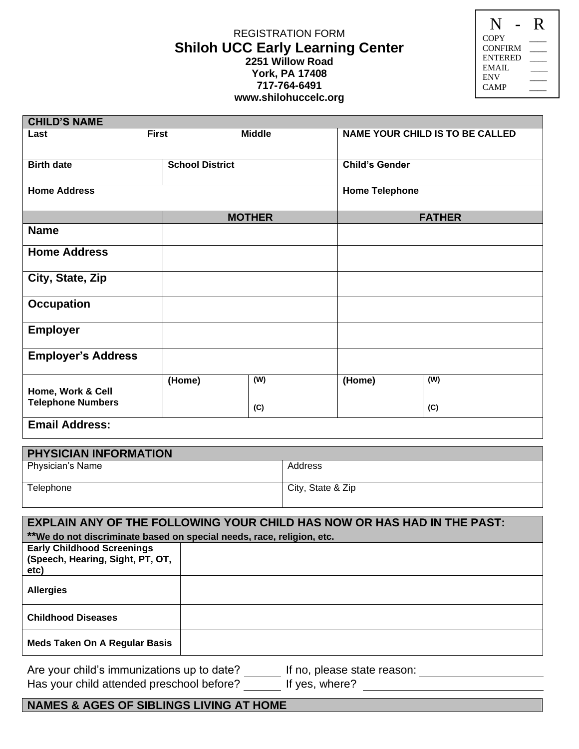REGISTRATION FORM

# Shiloh UCC Early Learning Center

**2251 Willow Road**
**York, PA 17408**
**717-764-6491**
**www.shilohuccelc.org**

| N - R | |
|---|---|
| COPY | ____ |
| CONFIRM | ____ |
| ENTERED | ____ |
| EMAIL | ____ |
| ENV | ____ |
| CAMP | ____ |

| **CHILD'S NAME** | | | |
|---|---|---|---|
| **Last** | **First** | **Middle** | **NAME YOUR CHILD IS TO BE CALLED** |
| **Birth date** | **School District** | | **Child's Gender** |
| **Home Address** | | | **Home Telephone** |

| | **MOTHER** | | **FATHER** | |
|---|---|---|---|---|
| **Name** | | | | |
| **Home Address** | | | | |
| **City, State, Zip** | | | | |
| **Occupation** | | | | |
| **Employer** | | | | |
| **Employer's Address** | | | | |
| **Home, Work & Cell Telephone Numbers** | **(Home)** | **(W)** **(C)** | **(Home)** | **(W)** **(C)** |
| **Email Address:** | | | | |

| **PHYSICIAN INFORMATION** | |
|---|---|
| Physician's Name | Address |
| Telephone | City, State & Zip |

| **EXPLAIN ANY OF THE FOLLOWING YOUR CHILD HAS NOW OR HAS HAD IN THE PAST:** **\*\*We do not discriminate based on special needs, race, religion, etc.** | |
|---|---|
| **Early Childhood Screenings (Speech, Hearing, Sight, PT, OT, etc)** | |
| **Allergies** | |
| **Childhood Diseases** | |
| **Meds Taken On A Regular Basis** | |

Are your child's immunizations up to date? ______ If no, please state reason: ____________________

Has your child attended preschool before? ______ If yes, where? ____________________

| **NAMES & AGES OF SIBLINGS LIVING AT HOME** |
|---|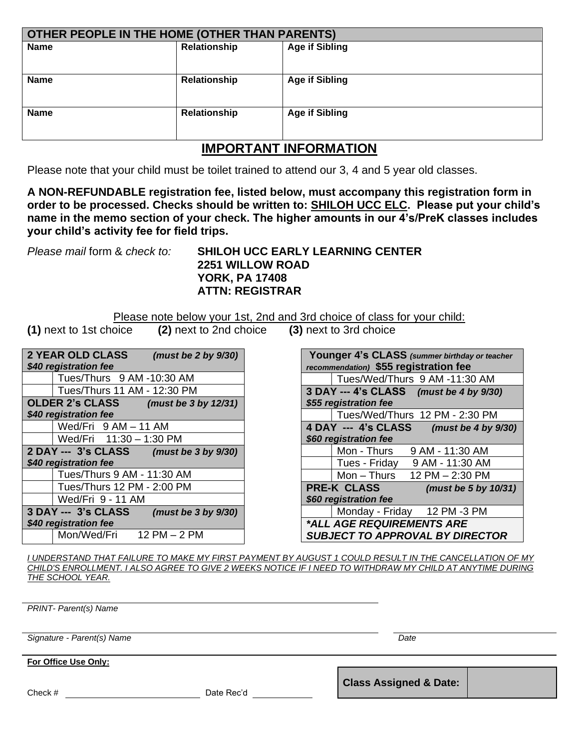| OTHER PEOPLE IN THE HOME (OTHER THAN PARENTS) | | |
|---|---|---|
| **Name** | **Relationship** | **Age if Sibling** |
| **Name** | **Relationship** | **Age if Sibling** |
| **Name** | **Relationship** | **Age if Sibling** |

## IMPORTANT INFORMATION

Please note that your child must be toilet trained to attend our 3, 4 and 5 year old classes.

**A NON-REFUNDABLE registration fee, listed below, must accompany this registration form in order to be processed. Checks should be written to: SHILOH UCC ELC. Please put your child's name in the memo section of your check. The higher amounts in our 4's/PreK classes includes your child's activity fee for field trips.**

*Please mail* form & *check to:* **SHILOH UCC EARLY LEARNING CENTER**
**2251 WILLOW ROAD**
**YORK, PA 17408**
**ATTN: REGISTRAR**

Please note below your 1st, 2nd and 3rd choice of class for your child:
**(1)** next to 1st choice **(2)** next to 2nd choice **(3)** next to 3rd choice

| | |
|---|---|
| **2 YEAR OLD CLASS** *(must be 2 by 9/30)* *$40 registration fee* | |
| | Tues/Thurs 9 AM -10:30 AM |
| | Tues/Thurs 11 AM - 12:30 PM |
| **OLDER 2's CLASS** *(must be 3 by 12/31)* *$40 registration fee* | |
| | Wed/Fri 9 AM – 11 AM |
| | Wed/Fri 11:30 – 1:30 PM |
| **2 DAY --- 3's CLASS** *(must be 3 by 9/30)* *$40 registration fee* | |
| | Tues/Thurs 9 AM - 11:30 AM |
| | Tues/Thurs 12 PM - 2:00 PM |
| | Wed/Fri 9 - 11 AM |
| **3 DAY --- 3's CLASS** *(must be 3 by 9/30)* *$40 registration fee* | |
| | Mon/Wed/Fri 12 PM – 2 PM |

| | |
|---|---|
| **Younger 4's CLASS** *(summer birthday or teacher recommendation)* **$55 registration fee** | |
| | Tues/Wed/Thurs 9 AM -11:30 AM |
| **3 DAY --- 4's CLASS** *(must be 4 by 9/30)* *$55 registration fee* | |
| | Tues/Wed/Thurs 12 PM - 2:30 PM |
| **4 DAY --- 4's CLASS** *(must be 4 by 9/30)* *$60 registration fee* | |
| | Mon - Thurs 9 AM - 11:30 AM |
| | Tues - Friday 9 AM - 11:30 AM |
| | Mon – Thurs 12 PM – 2:30 PM |
| **PRE-K CLASS** *(must be 5 by 10/31)* *$60 registration fee* | |
| | Monday - Friday 12 PM -3 PM |
| ***\*ALL AGE REQUIREMENTS ARE SUBJECT TO APPROVAL BY DIRECTOR*** | |

*I UNDERSTAND THAT FAILURE TO MAKE MY FIRST PAYMENT BY AUGUST 1 COULD RESULT IN THE CANCELLATION OF MY CHILD'S ENROLLMENT. I ALSO AGREE TO GIVE 2 WEEKS NOTICE IF I NEED TO WITHDRAW MY CHILD AT ANYTIME DURING THE SCHOOL YEAR.*

_______________________________________________
*PRINT- Parent(s) Name*

_______________________________________________ ____________________
*Signature - Parent(s) Name* *Date*

**For Office Use Only:**

Check # ____________________ Date Rec'd __________

| **Class Assigned & Date:** | |
|---|---|